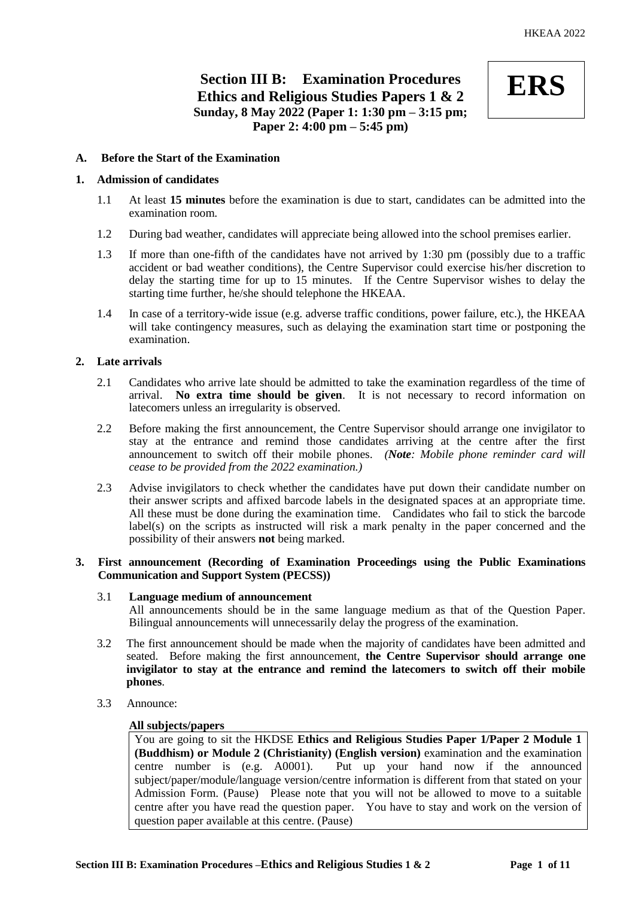# Section III B: Examination Procedures
# Ethics and Religious Studies Papers 1 & 2

**ERS**

**Sunday, 8 May 2022 (Paper 1: 1:30 pm – 3:15 pm; Paper 2: 4:00 pm – 5:45 pm)**

## A. Before the Start of the Examination

### 1. Admission of candidates

1.1 At least **15 minutes** before the examination is due to start, candidates can be admitted into the examination room.

1.2 During bad weather, candidates will appreciate being allowed into the school premises earlier.

1.3 If more than one-fifth of the candidates have not arrived by 1:30 pm (possibly due to a traffic accident or bad weather conditions), the Centre Supervisor could exercise his/her discretion to delay the starting time for up to 15 minutes. If the Centre Supervisor wishes to delay the starting time further, he/she should telephone the HKEAA.

1.4 In case of a territory-wide issue (e.g. adverse traffic conditions, power failure, etc.), the HKEAA will take contingency measures, such as delaying the examination start time or postponing the examination.

### 2. Late arrivals

2.1 Candidates who arrive late should be admitted to take the examination regardless of the time of arrival. **No extra time should be given**. It is not necessary to record information on latecomers unless an irregularity is observed.

2.2 Before making the first announcement, the Centre Supervisor should arrange one invigilator to stay at the entrance and remind those candidates arriving at the centre after the first announcement to switch off their mobile phones. *(**Note**: Mobile phone reminder card will cease to be provided from the 2022 examination.)*

2.3 Advise invigilators to check whether the candidates have put down their candidate number on their answer scripts and affixed barcode labels in the designated spaces at an appropriate time. All these must be done during the examination time. Candidates who fail to stick the barcode label(s) on the scripts as instructed will risk a mark penalty in the paper concerned and the possibility of their answers **not** being marked.

### 3. First announcement (Recording of Examination Proceedings using the Public Examinations Communication and Support System (PECSS))

3.1 **Language medium of announcement**
All announcements should be in the same language medium as that of the Question Paper. Bilingual announcements will unnecessarily delay the progress of the examination.

3.2 The first announcement should be made when the majority of candidates have been admitted and seated. Before making the first announcement, **the Centre Supervisor should arrange one invigilator to stay at the entrance and remind the latecomers to switch off their mobile phones**.

3.3 Announce:

**All subjects/papers**

> You are going to sit the HKDSE **Ethics and Religious Studies Paper 1/Paper 2 Module 1 (Buddhism) or Module 2 (Christianity) (English version)** examination and the examination centre number is (e.g. A0001). Put up your hand now if the announced subject/paper/module/language version/centre information is different from that stated on your Admission Form. (Pause) Please note that you will not be allowed to move to a suitable centre after you have read the question paper. You have to stay and work on the version of question paper available at this centre. (Pause)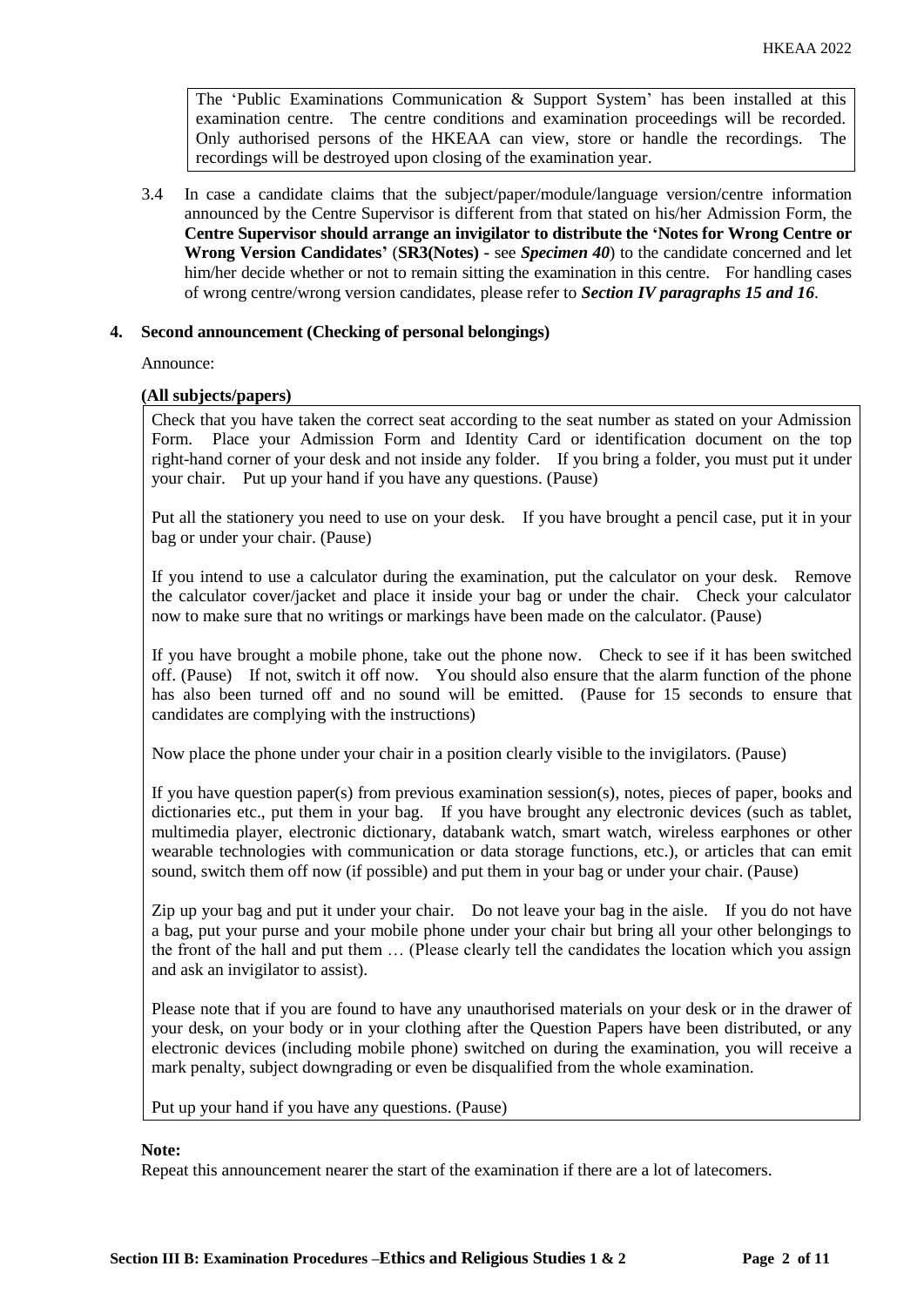> The 'Public Examinations Communication & Support System' has been installed at this examination centre. The centre conditions and examination proceedings will be recorded. Only authorised persons of the HKEAA can view, store or handle the recordings. The recordings will be destroyed upon closing of the examination year.

3.4 In case a candidate claims that the subject/paper/module/language version/centre information announced by the Centre Supervisor is different from that stated on his/her Admission Form, the **Centre Supervisor should arrange an invigilator to distribute the 'Notes for Wrong Centre or Wrong Version Candidates'** (**SR3(Notes) -** see ***Specimen 40***) to the candidate concerned and let him/her decide whether or not to remain sitting the examination in this centre. For handling cases of wrong centre/wrong version candidates, please refer to ***Section IV paragraphs 15 and 16***.

## 4. Second announcement (Checking of personal belongings)

Announce:

**(All subjects/papers)**

> Check that you have taken the correct seat according to the seat number as stated on your Admission Form. Place your Admission Form and Identity Card or identification document on the top right-hand corner of your desk and not inside any folder. If you bring a folder, you must put it under your chair. Put up your hand if you have any questions. (Pause)
>
> Put all the stationery you need to use on your desk. If you have brought a pencil case, put it in your bag or under your chair. (Pause)
>
> If you intend to use a calculator during the examination, put the calculator on your desk. Remove the calculator cover/jacket and place it inside your bag or under the chair. Check your calculator now to make sure that no writings or markings have been made on the calculator. (Pause)
>
> If you have brought a mobile phone, take out the phone now. Check to see if it has been switched off. (Pause) If not, switch it off now. You should also ensure that the alarm function of the phone has also been turned off and no sound will be emitted. (Pause for 15 seconds to ensure that candidates are complying with the instructions)
>
> Now place the phone under your chair in a position clearly visible to the invigilators. (Pause)
>
> If you have question paper(s) from previous examination session(s), notes, pieces of paper, books and dictionaries etc., put them in your bag. If you have brought any electronic devices (such as tablet, multimedia player, electronic dictionary, databank watch, smart watch, wireless earphones or other wearable technologies with communication or data storage functions, etc.), or articles that can emit sound, switch them off now (if possible) and put them in your bag or under your chair. (Pause)
>
> Zip up your bag and put it under your chair. Do not leave your bag in the aisle. If you do not have a bag, put your purse and your mobile phone under your chair but bring all your other belongings to the front of the hall and put them … (Please clearly tell the candidates the location which you assign and ask an invigilator to assist).
>
> Please note that if you are found to have any unauthorised materials on your desk or in the drawer of your desk, on your body or in your clothing after the Question Papers have been distributed, or any electronic devices (including mobile phone) switched on during the examination, you will receive a mark penalty, subject downgrading or even be disqualified from the whole examination.
>
> Put up your hand if you have any questions. (Pause)

**Note:**

Repeat this announcement nearer the start of the examination if there are a lot of latecomers.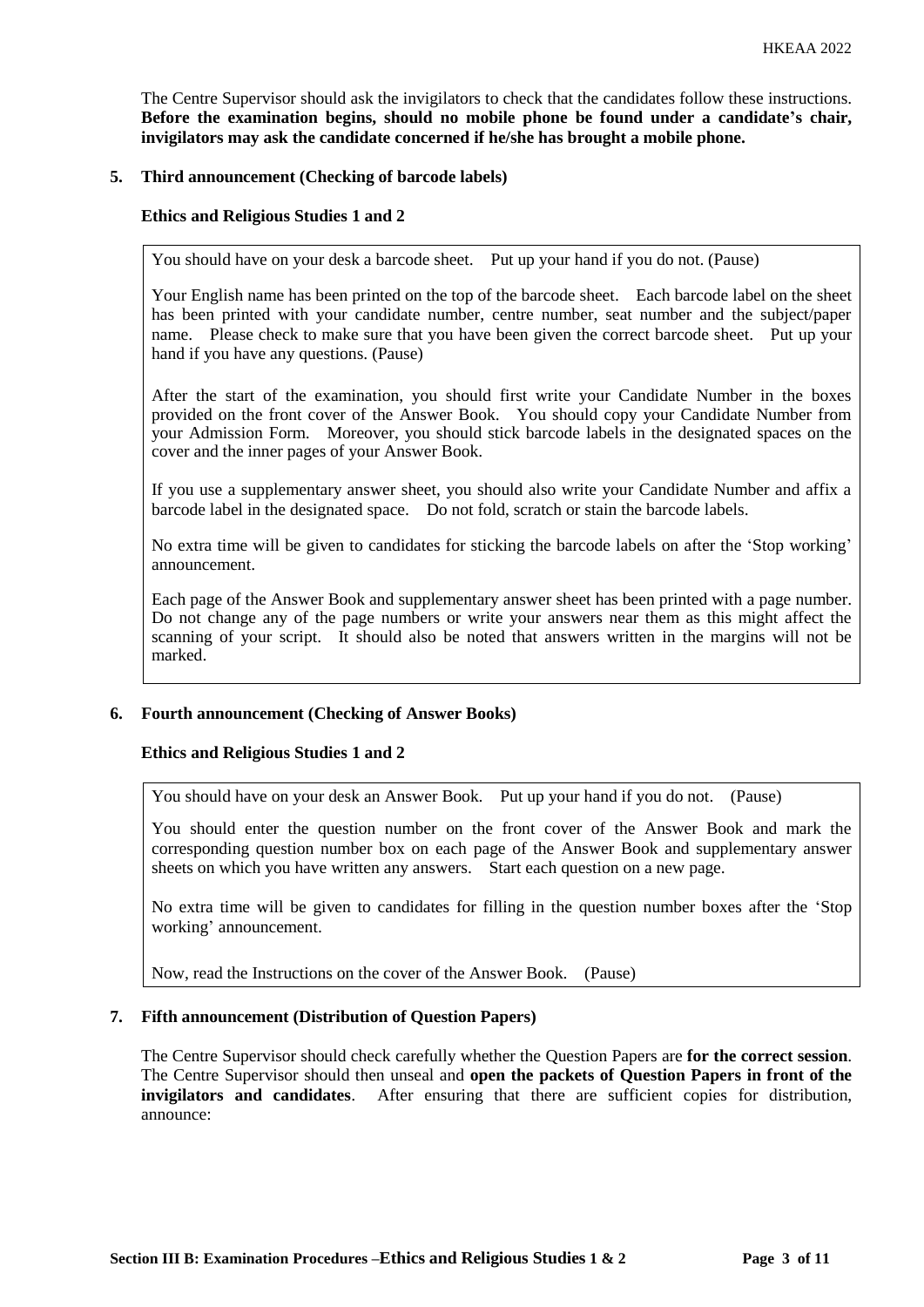The Centre Supervisor should ask the invigilators to check that the candidates follow these instructions. **Before the examination begins, should no mobile phone be found under a candidate's chair, invigilators may ask the candidate concerned if he/she has brought a mobile phone.**

## 5. Third announcement (Checking of barcode labels)

**Ethics and Religious Studies 1 and 2**

> You should have on your desk a barcode sheet. Put up your hand if you do not. (Pause)
>
> Your English name has been printed on the top of the barcode sheet. Each barcode label on the sheet has been printed with your candidate number, centre number, seat number and the subject/paper name. Please check to make sure that you have been given the correct barcode sheet. Put up your hand if you have any questions. (Pause)
>
> After the start of the examination, you should first write your Candidate Number in the boxes provided on the front cover of the Answer Book. You should copy your Candidate Number from your Admission Form. Moreover, you should stick barcode labels in the designated spaces on the cover and the inner pages of your Answer Book.
>
> If you use a supplementary answer sheet, you should also write your Candidate Number and affix a barcode label in the designated space. Do not fold, scratch or stain the barcode labels.
>
> No extra time will be given to candidates for sticking the barcode labels on after the 'Stop working' announcement.
>
> Each page of the Answer Book and supplementary answer sheet has been printed with a page number. Do not change any of the page numbers or write your answers near them as this might affect the scanning of your script. It should also be noted that answers written in the margins will not be marked.

## 6. Fourth announcement (Checking of Answer Books)

**Ethics and Religious Studies 1 and 2**

> You should have on your desk an Answer Book. Put up your hand if you do not. (Pause)
>
> You should enter the question number on the front cover of the Answer Book and mark the corresponding question number box on each page of the Answer Book and supplementary answer sheets on which you have written any answers. Start each question on a new page.
>
> No extra time will be given to candidates for filling in the question number boxes after the 'Stop working' announcement.
>
> Now, read the Instructions on the cover of the Answer Book. (Pause)

## 7. Fifth announcement (Distribution of Question Papers)

The Centre Supervisor should check carefully whether the Question Papers are **for the correct session**. The Centre Supervisor should then unseal and **open the packets of Question Papers in front of the invigilators and candidates**. After ensuring that there are sufficient copies for distribution, announce: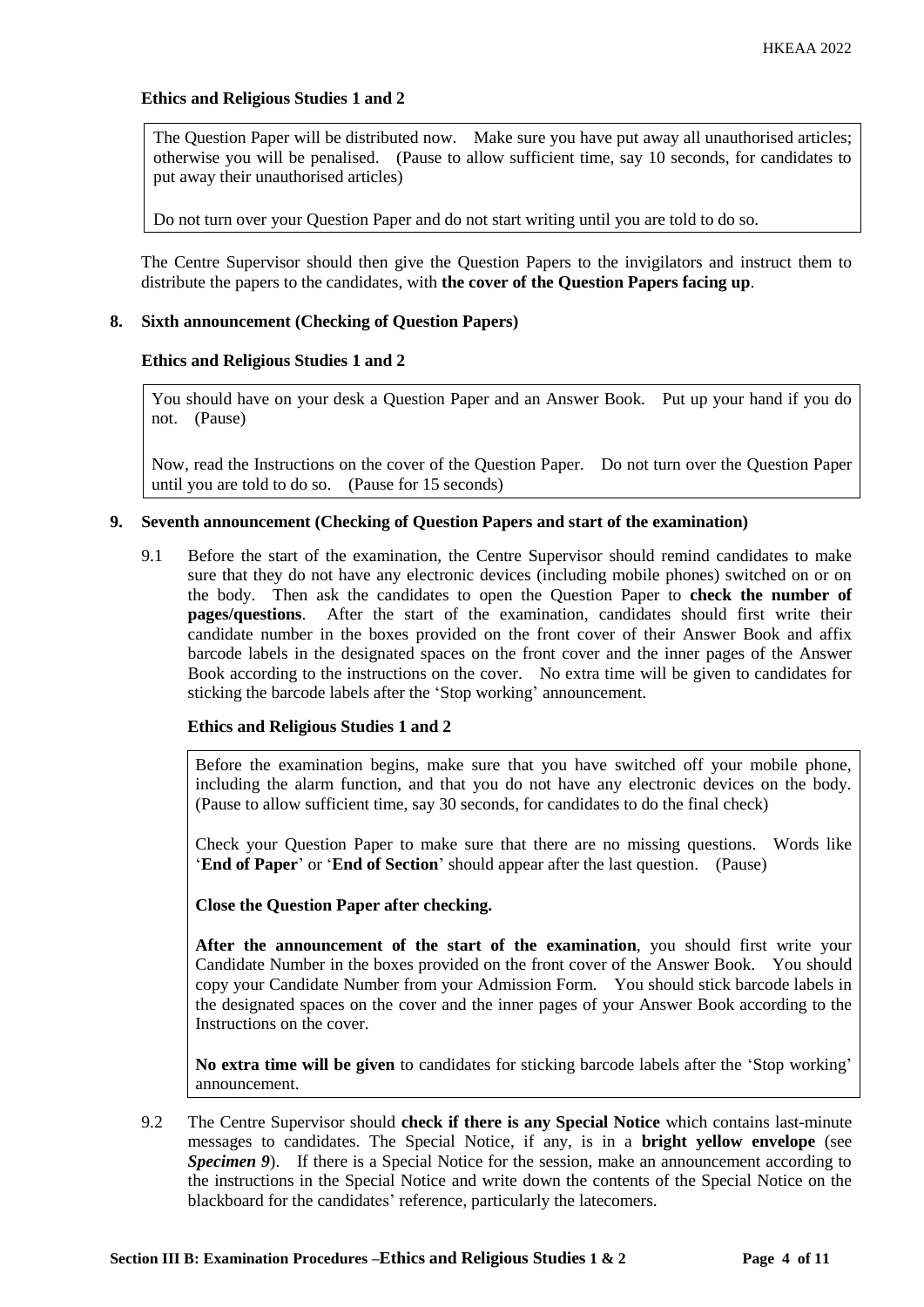**Ethics and Religious Studies 1 and 2**

> The Question Paper will be distributed now. Make sure you have put away all unauthorised articles; otherwise you will be penalised. (Pause to allow sufficient time, say 10 seconds, for candidates to put away their unauthorised articles)
>
> Do not turn over your Question Paper and do not start writing until you are told to do so.

The Centre Supervisor should then give the Question Papers to the invigilators and instruct them to distribute the papers to the candidates, with **the cover of the Question Papers facing up**.

**8. Sixth announcement (Checking of Question Papers)**

**Ethics and Religious Studies 1 and 2**

> You should have on your desk a Question Paper and an Answer Book. Put up your hand if you do not. (Pause)
>
> Now, read the Instructions on the cover of the Question Paper. Do not turn over the Question Paper until you are told to do so. (Pause for 15 seconds)

**9. Seventh announcement (Checking of Question Papers and start of the examination)**

9.1 Before the start of the examination, the Centre Supervisor should remind candidates to make sure that they do not have any electronic devices (including mobile phones) switched on or on the body. Then ask the candidates to open the Question Paper to **check the number of pages/questions**. After the start of the examination, candidates should first write their candidate number in the boxes provided on the front cover of their Answer Book and affix barcode labels in the designated spaces on the front cover and the inner pages of the Answer Book according to the instructions on the cover. No extra time will be given to candidates for sticking the barcode labels after the 'Stop working' announcement.

**Ethics and Religious Studies 1 and 2**

> Before the examination begins, make sure that you have switched off your mobile phone, including the alarm function, and that you do not have any electronic devices on the body. (Pause to allow sufficient time, say 30 seconds, for candidates to do the final check)
>
> Check your Question Paper to make sure that there are no missing questions. Words like '**End of Paper**' or '**End of Section**' should appear after the last question. (Pause)
>
> **Close the Question Paper after checking.**
>
> **After the announcement of the start of the examination**, you should first write your Candidate Number in the boxes provided on the front cover of the Answer Book. You should copy your Candidate Number from your Admission Form. You should stick barcode labels in the designated spaces on the cover and the inner pages of your Answer Book according to the Instructions on the cover.
>
> **No extra time will be given** to candidates for sticking barcode labels after the 'Stop working' announcement.

9.2 The Centre Supervisor should **check if there is any Special Notice** which contains last-minute messages to candidates. The Special Notice, if any, is in a **bright yellow envelope** (see ***Specimen 9***). If there is a Special Notice for the session, make an announcement according to the instructions in the Special Notice and write down the contents of the Special Notice on the blackboard for the candidates' reference, particularly the latecomers.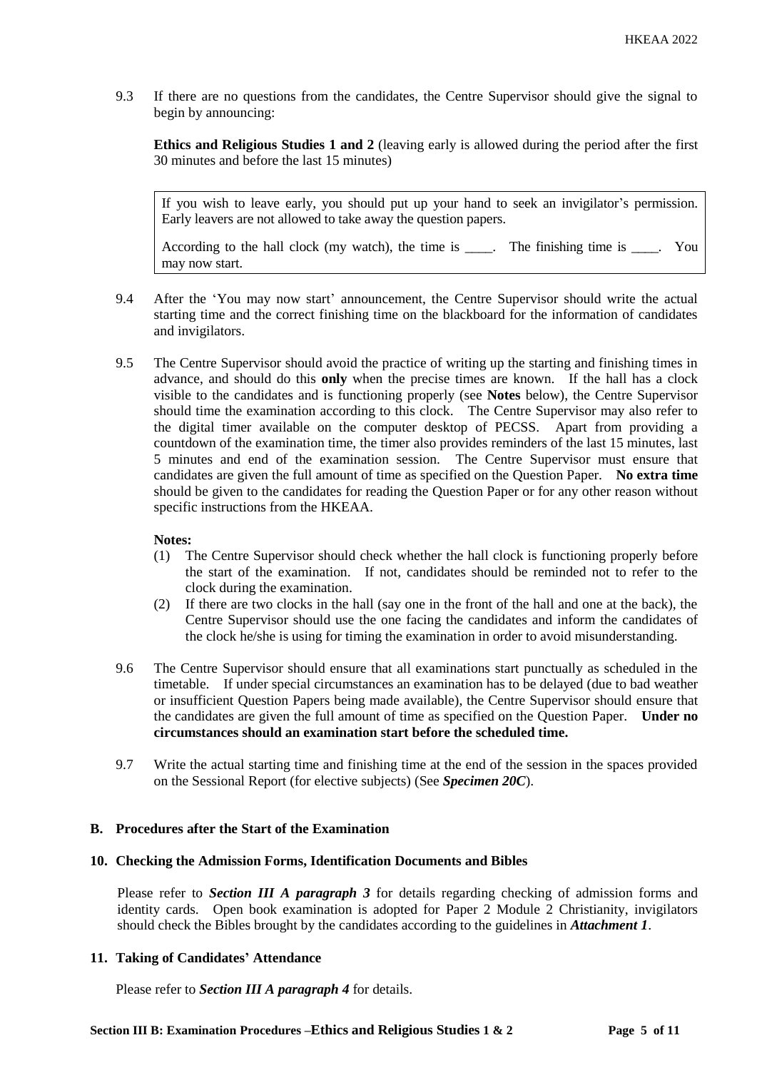9.3 If there are no questions from the candidates, the Centre Supervisor should give the signal to begin by announcing:

**Ethics and Religious Studies 1 and 2** (leaving early is allowed during the period after the first 30 minutes and before the last 15 minutes)

> If you wish to leave early, you should put up your hand to seek an invigilator's permission. Early leavers are not allowed to take away the question papers.
>
> According to the hall clock (my watch), the time is ____. The finishing time is ____. You may now start.

9.4 After the 'You may now start' announcement, the Centre Supervisor should write the actual starting time and the correct finishing time on the blackboard for the information of candidates and invigilators.

9.5 The Centre Supervisor should avoid the practice of writing up the starting and finishing times in advance, and should do this **only** when the precise times are known. If the hall has a clock visible to the candidates and is functioning properly (see **Notes** below), the Centre Supervisor should time the examination according to this clock. The Centre Supervisor may also refer to the digital timer available on the computer desktop of PECSS. Apart from providing a countdown of the examination time, the timer also provides reminders of the last 15 minutes, last 5 minutes and end of the examination session. The Centre Supervisor must ensure that candidates are given the full amount of time as specified on the Question Paper. **No extra time** should be given to the candidates for reading the Question Paper or for any other reason without specific instructions from the HKEAA.

**Notes:**

(1) The Centre Supervisor should check whether the hall clock is functioning properly before the start of the examination. If not, candidates should be reminded not to refer to the clock during the examination.

(2) If there are two clocks in the hall (say one in the front of the hall and one at the back), the Centre Supervisor should use the one facing the candidates and inform the candidates of the clock he/she is using for timing the examination in order to avoid misunderstanding.

9.6 The Centre Supervisor should ensure that all examinations start punctually as scheduled in the timetable. If under special circumstances an examination has to be delayed (due to bad weather or insufficient Question Papers being made available), the Centre Supervisor should ensure that the candidates are given the full amount of time as specified on the Question Paper. **Under no circumstances should an examination start before the scheduled time.**

9.7 Write the actual starting time and finishing time at the end of the session in the spaces provided on the Sessional Report (for elective subjects) (See ***Specimen 20C***).

## B. Procedures after the Start of the Examination

### 10. Checking the Admission Forms, Identification Documents and Bibles

Please refer to ***Section III A paragraph 3*** for details regarding checking of admission forms and identity cards. Open book examination is adopted for Paper 2 Module 2 Christianity, invigilators should check the Bibles brought by the candidates according to the guidelines in ***Attachment 1***.

### 11. Taking of Candidates' Attendance

Please refer to ***Section III A paragraph 4*** for details.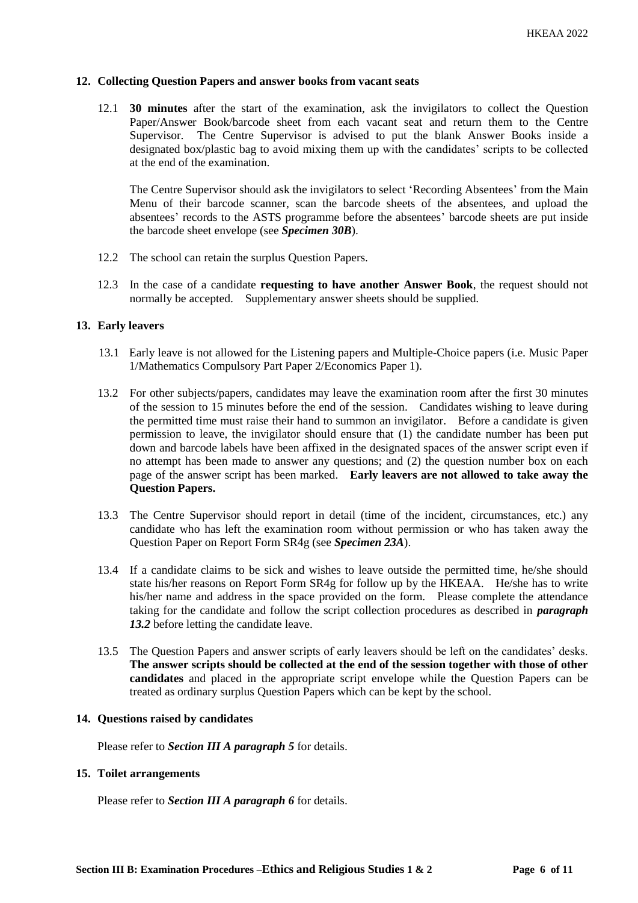### 12. Collecting Question Papers and answer books from vacant seats

12.1 **30 minutes** after the start of the examination, ask the invigilators to collect the Question Paper/Answer Book/barcode sheet from each vacant seat and return them to the Centre Supervisor. The Centre Supervisor is advised to put the blank Answer Books inside a designated box/plastic bag to avoid mixing them up with the candidates' scripts to be collected at the end of the examination.

The Centre Supervisor should ask the invigilators to select 'Recording Absentees' from the Main Menu of their barcode scanner, scan the barcode sheets of the absentees, and upload the absentees' records to the ASTS programme before the absentees' barcode sheets are put inside the barcode sheet envelope (see ***Specimen 30B***).

12.2 The school can retain the surplus Question Papers.

12.3 In the case of a candidate **requesting to have another Answer Book**, the request should not normally be accepted. Supplementary answer sheets should be supplied.

### 13. Early leavers

13.1 Early leave is not allowed for the Listening papers and Multiple-Choice papers (i.e. Music Paper 1/Mathematics Compulsory Part Paper 2/Economics Paper 1).

13.2 For other subjects/papers, candidates may leave the examination room after the first 30 minutes of the session to 15 minutes before the end of the session. Candidates wishing to leave during the permitted time must raise their hand to summon an invigilator. Before a candidate is given permission to leave, the invigilator should ensure that (1) the candidate number has been put down and barcode labels have been affixed in the designated spaces of the answer script even if no attempt has been made to answer any questions; and (2) the question number box on each page of the answer script has been marked. **Early leavers are not allowed to take away the Question Papers.**

13.3 The Centre Supervisor should report in detail (time of the incident, circumstances, etc.) any candidate who has left the examination room without permission or who has taken away the Question Paper on Report Form SR4g (see ***Specimen 23A***).

13.4 If a candidate claims to be sick and wishes to leave outside the permitted time, he/she should state his/her reasons on Report Form SR4g for follow up by the HKEAA. He/she has to write his/her name and address in the space provided on the form. Please complete the attendance taking for the candidate and follow the script collection procedures as described in ***paragraph 13.2*** before letting the candidate leave.

13.5 The Question Papers and answer scripts of early leavers should be left on the candidates' desks. **The answer scripts should be collected at the end of the session together with those of other candidates** and placed in the appropriate script envelope while the Question Papers can be treated as ordinary surplus Question Papers which can be kept by the school.

### 14. Questions raised by candidates

Please refer to ***Section III A paragraph 5*** for details.

### 15. Toilet arrangements

Please refer to ***Section III A paragraph 6*** for details.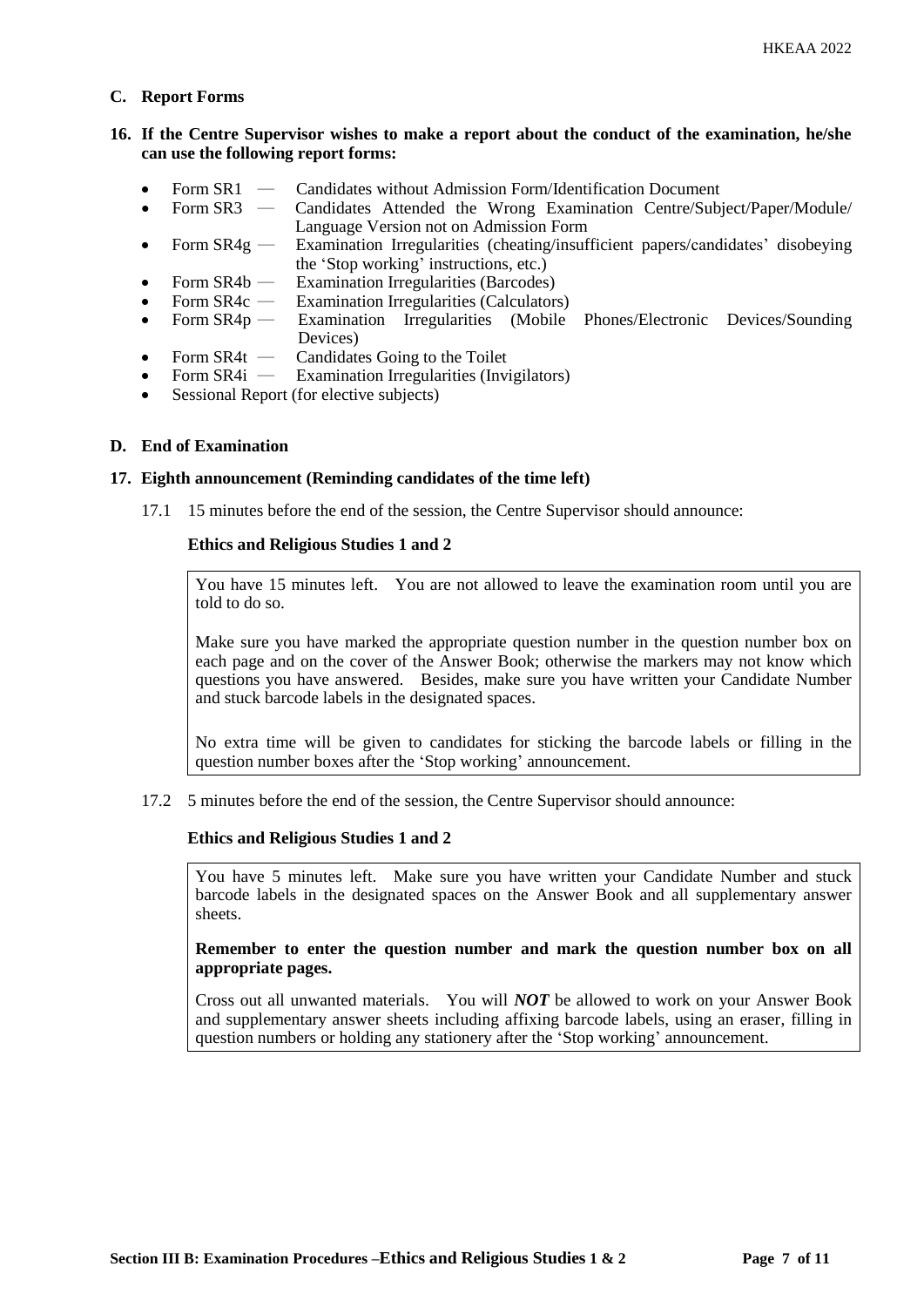### C. Report Forms

**16. If the Centre Supervisor wishes to make a report about the conduct of the examination, he/she can use the following report forms:**

- Form SR1 — Candidates without Admission Form/Identification Document
- Form SR3 — Candidates Attended the Wrong Examination Centre/Subject/Paper/Module/ Language Version not on Admission Form
- Form SR4g — Examination Irregularities (cheating/insufficient papers/candidates' disobeying the 'Stop working' instructions, etc.)
- Form SR4b — Examination Irregularities (Barcodes)
- Form SR4c — Examination Irregularities (Calculators)
- Form SR4p — Examination Irregularities (Mobile Phones/Electronic Devices/Sounding Devices)
- Form SR4t — Candidates Going to the Toilet
- Form SR4i — Examination Irregularities (Invigilators)
- Sessional Report (for elective subjects)

### D. End of Examination

**17. Eighth announcement (Reminding candidates of the time left)**

17.1 15 minutes before the end of the session, the Centre Supervisor should announce:

**Ethics and Religious Studies 1 and 2**

> You have 15 minutes left. You are not allowed to leave the examination room until you are told to do so.
>
> Make sure you have marked the appropriate question number in the question number box on each page and on the cover of the Answer Book; otherwise the markers may not know which questions you have answered. Besides, make sure you have written your Candidate Number and stuck barcode labels in the designated spaces.
>
> No extra time will be given to candidates for sticking the barcode labels or filling in the question number boxes after the 'Stop working' announcement.

17.2 5 minutes before the end of the session, the Centre Supervisor should announce:

**Ethics and Religious Studies 1 and 2**

> You have 5 minutes left. Make sure you have written your Candidate Number and stuck barcode labels in the designated spaces on the Answer Book and all supplementary answer sheets.
>
> **Remember to enter the question number and mark the question number box on all appropriate pages.**
>
> Cross out all unwanted materials. You will ***NOT*** be allowed to work on your Answer Book and supplementary answer sheets including affixing barcode labels, using an eraser, filling in question numbers or holding any stationery after the 'Stop working' announcement.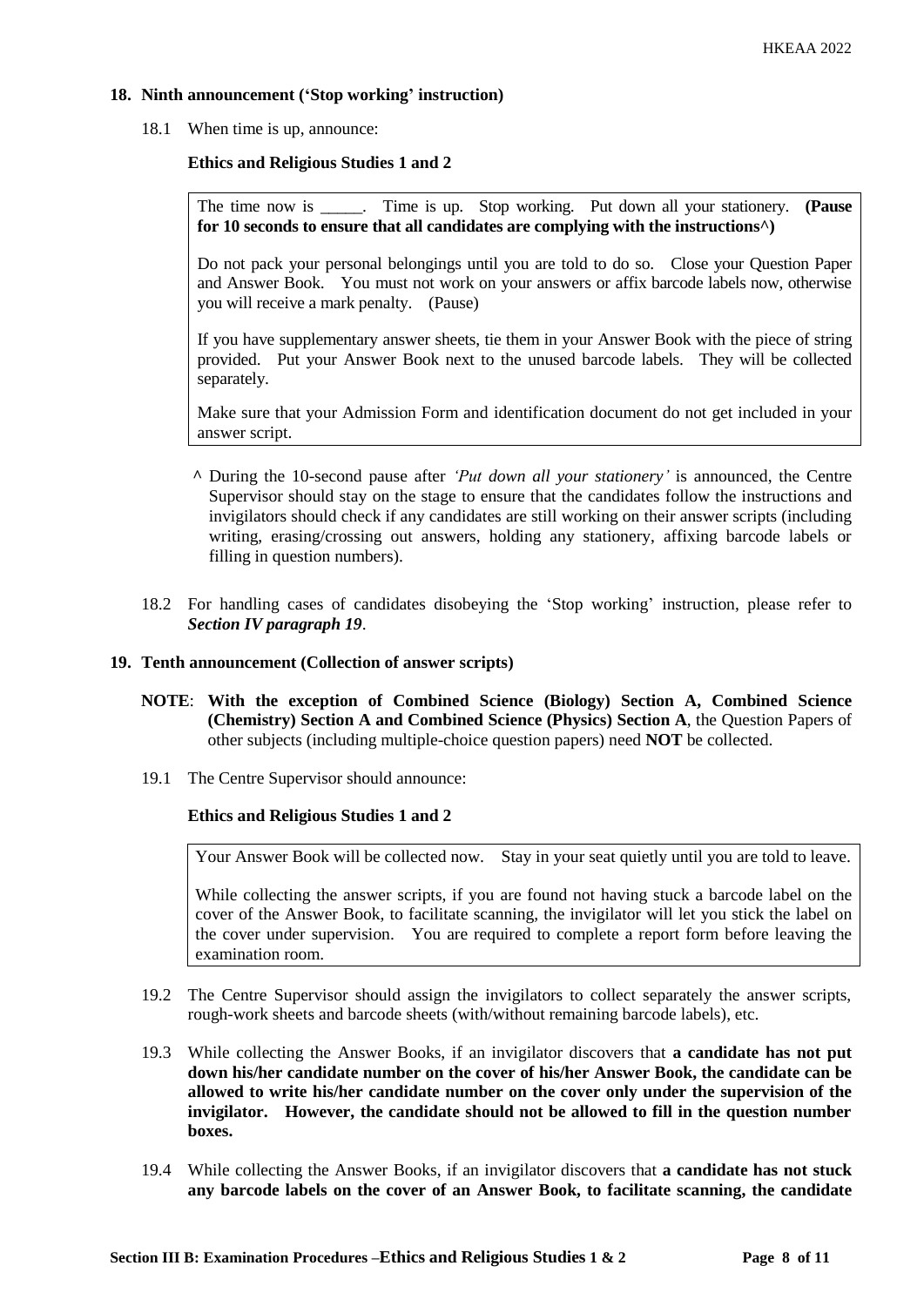**18. Ninth announcement ('Stop working' instruction)**

18.1 When time is up, announce:

**Ethics and Religious Studies 1 and 2**

> The time now is _____. Time is up. Stop working. Put down all your stationery. **(Pause for 10 seconds to ensure that all candidates are complying with the instructions^)**
>
> Do not pack your personal belongings until you are told to do so. Close your Question Paper and Answer Book. You must not work on your answers or affix barcode labels now, otherwise you will receive a mark penalty. (Pause)
>
> If you have supplementary answer sheets, tie them in your Answer Book with the piece of string provided. Put your Answer Book next to the unused barcode labels. They will be collected separately.
>
> Make sure that your Admission Form and identification document do not get included in your answer script.

^ During the 10-second pause after *'Put down all your stationery'* is announced, the Centre Supervisor should stay on the stage to ensure that the candidates follow the instructions and invigilators should check if any candidates are still working on their answer scripts (including writing, erasing/crossing out answers, holding any stationery, affixing barcode labels or filling in question numbers).

18.2 For handling cases of candidates disobeying the 'Stop working' instruction, please refer to ***Section IV paragraph 19***.

**19. Tenth announcement (Collection of answer scripts)**

**NOTE**: **With the exception of Combined Science (Biology) Section A, Combined Science (Chemistry) Section A and Combined Science (Physics) Section A**, the Question Papers of other subjects (including multiple-choice question papers) need **NOT** be collected.

19.1 The Centre Supervisor should announce:

**Ethics and Religious Studies 1 and 2**

> Your Answer Book will be collected now. Stay in your seat quietly until you are told to leave.
>
> While collecting the answer scripts, if you are found not having stuck a barcode label on the cover of the Answer Book, to facilitate scanning, the invigilator will let you stick the label on the cover under supervision. You are required to complete a report form before leaving the examination room.

19.2 The Centre Supervisor should assign the invigilators to collect separately the answer scripts, rough-work sheets and barcode sheets (with/without remaining barcode labels), etc.

19.3 While collecting the Answer Books, if an invigilator discovers that **a candidate has not put down his/her candidate number on the cover of his/her Answer Book, the candidate can be allowed to write his/her candidate number on the cover only under the supervision of the invigilator. However, the candidate should not be allowed to fill in the question number boxes.**

19.4 While collecting the Answer Books, if an invigilator discovers that **a candidate has not stuck any barcode labels on the cover of an Answer Book, to facilitate scanning, the candidate**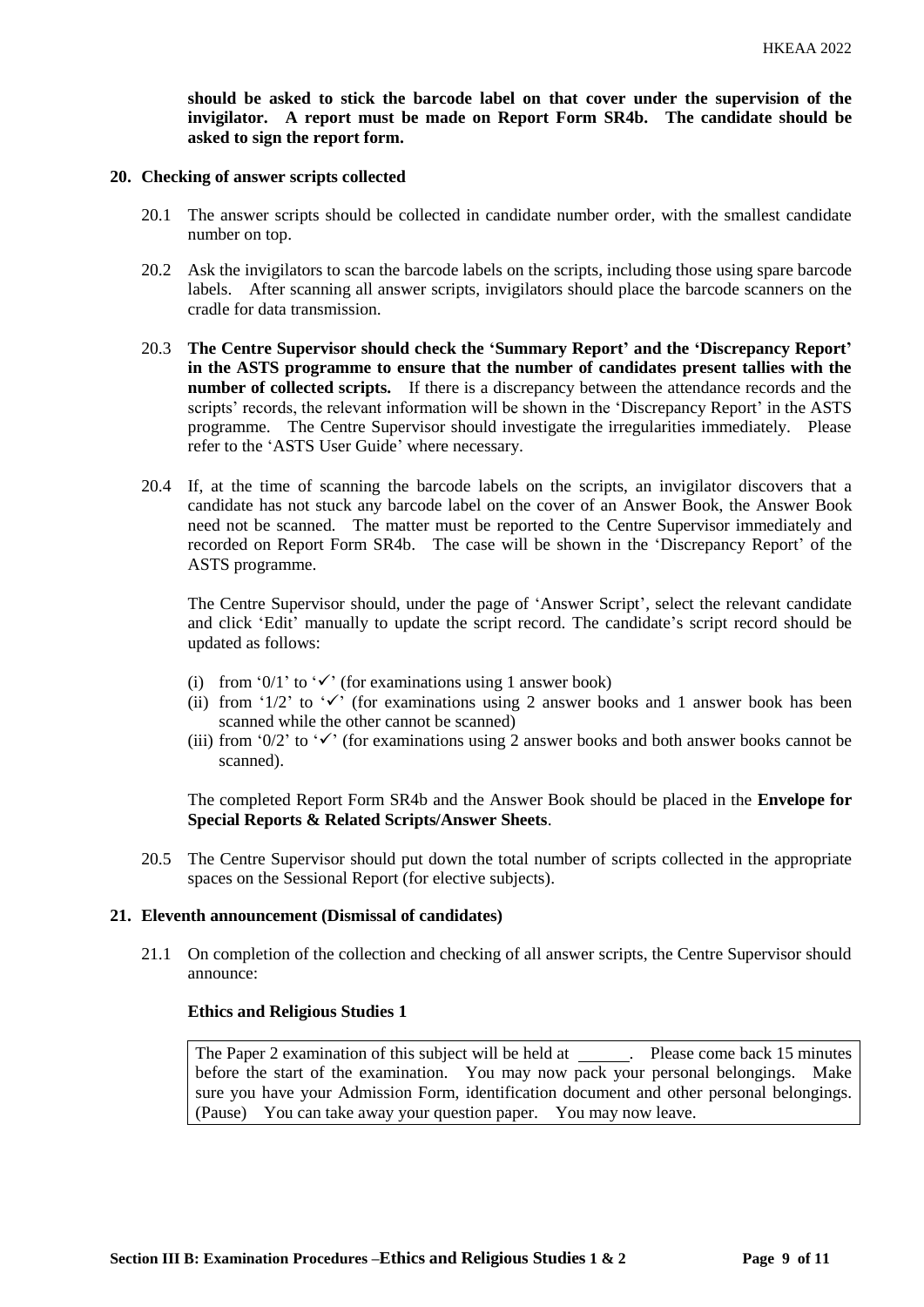**should be asked to stick the barcode label on that cover under the supervision of the invigilator. A report must be made on Report Form SR4b. The candidate should be asked to sign the report form.**

**20. Checking of answer scripts collected**

20.1 The answer scripts should be collected in candidate number order, with the smallest candidate number on top.

20.2 Ask the invigilators to scan the barcode labels on the scripts, including those using spare barcode labels. After scanning all answer scripts, invigilators should place the barcode scanners on the cradle for data transmission.

20.3 **The Centre Supervisor should check the 'Summary Report' and the 'Discrepancy Report' in the ASTS programme to ensure that the number of candidates present tallies with the number of collected scripts.** If there is a discrepancy between the attendance records and the scripts' records, the relevant information will be shown in the 'Discrepancy Report' in the ASTS programme. The Centre Supervisor should investigate the irregularities immediately. Please refer to the 'ASTS User Guide' where necessary.

20.4 If, at the time of scanning the barcode labels on the scripts, an invigilator discovers that a candidate has not stuck any barcode label on the cover of an Answer Book, the Answer Book need not be scanned. The matter must be reported to the Centre Supervisor immediately and recorded on Report Form SR4b. The case will be shown in the 'Discrepancy Report' of the ASTS programme.

The Centre Supervisor should, under the page of 'Answer Script', select the relevant candidate and click 'Edit' manually to update the script record. The candidate's script record should be updated as follows:

(i) from '0/1' to '✓' (for examinations using 1 answer book)
(ii) from '1/2' to '✓' (for examinations using 2 answer books and 1 answer book has been scanned while the other cannot be scanned)
(iii) from '0/2' to '✓' (for examinations using 2 answer books and both answer books cannot be scanned).

The completed Report Form SR4b and the Answer Book should be placed in the **Envelope for Special Reports & Related Scripts/Answer Sheets**.

20.5 The Centre Supervisor should put down the total number of scripts collected in the appropriate spaces on the Sessional Report (for elective subjects).

**21. Eleventh announcement (Dismissal of candidates)**

21.1 On completion of the collection and checking of all answer scripts, the Centre Supervisor should announce:

**Ethics and Religious Studies 1**

| The Paper 2 examination of this subject will be held at ______. Please come back 15 minutes before the start of the examination. You may now pack your personal belongings. Make sure you have your Admission Form, identification document and other personal belongings. (Pause) You can take away your question paper. You may now leave. |
|---|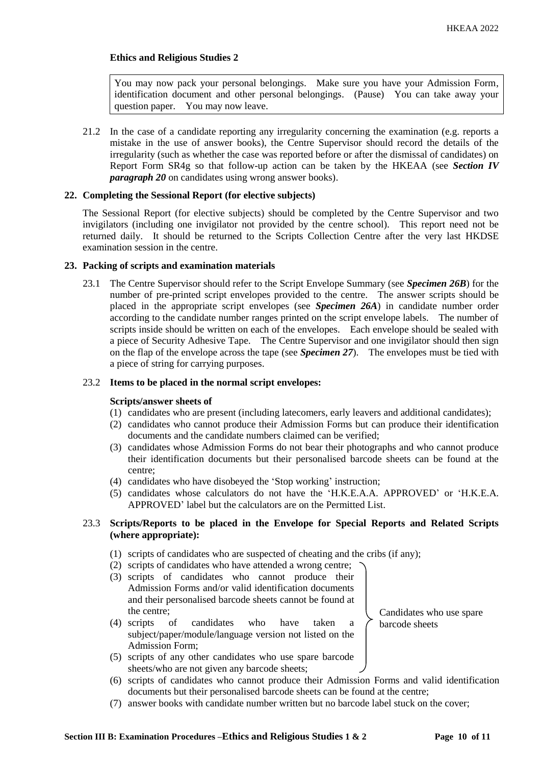**Ethics and Religious Studies 2**

> You may now pack your personal belongings. Make sure you have your Admission Form, identification document and other personal belongings. (Pause) You can take away your question paper. You may now leave.

21.2 In the case of a candidate reporting any irregularity concerning the examination (e.g. reports a mistake in the use of answer books), the Centre Supervisor should record the details of the irregularity (such as whether the case was reported before or after the dismissal of candidates) on Report Form SR4g so that follow-up action can be taken by the HKEAA (see ***Section IV paragraph 20*** on candidates using wrong answer books).

### 22. Completing the Sessional Report (for elective subjects)

The Sessional Report (for elective subjects) should be completed by the Centre Supervisor and two invigilators (including one invigilator not provided by the centre school). This report need not be returned daily. It should be returned to the Scripts Collection Centre after the very last HKDSE examination session in the centre.

### 23. Packing of scripts and examination materials

23.1 The Centre Supervisor should refer to the Script Envelope Summary (see ***Specimen 26B***) for the number of pre-printed script envelopes provided to the centre. The answer scripts should be placed in the appropriate script envelopes (see ***Specimen 26A***) in candidate number order according to the candidate number ranges printed on the script envelope labels. The number of scripts inside should be written on each of the envelopes. Each envelope should be sealed with a piece of Security Adhesive Tape. The Centre Supervisor and one invigilator should then sign on the flap of the envelope across the tape (see ***Specimen 27***). The envelopes must be tied with a piece of string for carrying purposes.

23.2 **Items to be placed in the normal script envelopes:**

**Scripts/answer sheets of**

(1) candidates who are present (including latecomers, early leavers and additional candidates);
(2) candidates who cannot produce their Admission Forms but can produce their identification documents and the candidate numbers claimed can be verified;
(3) candidates whose Admission Forms do not bear their photographs and who cannot produce their identification documents but their personalised barcode sheets can be found at the centre;
(4) candidates who have disobeyed the 'Stop working' instruction;
(5) candidates whose calculators do not have the 'H.K.E.A.A. APPROVED' or 'H.K.E.A. APPROVED' label but the calculators are on the Permitted List.

23.3 **Scripts/Reports to be placed in the Envelope for Special Reports and Related Scripts (where appropriate):**

(1) scripts of candidates who are suspected of cheating and the cribs (if any);
(2) scripts of candidates who have attended a wrong centre;
(3) scripts of candidates who cannot produce their Admission Forms and/or valid identification documents and their personalised barcode sheets cannot be found at the centre;
(4) scripts of candidates who have taken a subject/paper/module/language version not listed on the Admission Form;
(5) scripts of any other candidates who use spare barcode sheets/who are not given any barcode sheets;

(Items (2) to (5): Candidates who use spare barcode sheets)

(6) scripts of candidates who cannot produce their Admission Forms and valid identification documents but their personalised barcode sheets can be found at the centre;
(7) answer books with candidate number written but no barcode label stuck on the cover;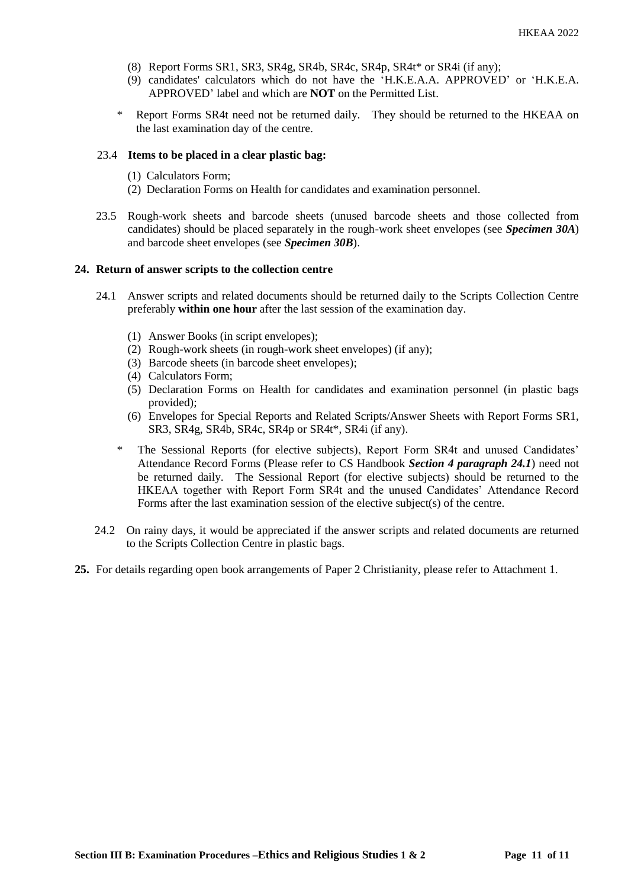(8) Report Forms SR1, SR3, SR4g, SR4b, SR4c, SR4p, SR4t* or SR4i (if any);

(9) candidates' calculators which do not have the 'H.K.E.A.A. APPROVED' or 'H.K.E.A. APPROVED' label and which are **NOT** on the Permitted List.

\* Report Forms SR4t need not be returned daily. They should be returned to the HKEAA on the last examination day of the centre.

23.4 **Items to be placed in a clear plastic bag:**

(1) Calculators Form;

(2) Declaration Forms on Health for candidates and examination personnel.

23.5 Rough-work sheets and barcode sheets (unused barcode sheets and those collected from candidates) should be placed separately in the rough-work sheet envelopes (see ***Specimen 30A***) and barcode sheet envelopes (see ***Specimen 30B***).

**24. Return of answer scripts to the collection centre**

24.1 Answer scripts and related documents should be returned daily to the Scripts Collection Centre preferably **within one hour** after the last session of the examination day.

(1) Answer Books (in script envelopes);

(2) Rough-work sheets (in rough-work sheet envelopes) (if any);

(3) Barcode sheets (in barcode sheet envelopes);

(4) Calculators Form;

(5) Declaration Forms on Health for candidates and examination personnel (in plastic bags provided);

(6) Envelopes for Special Reports and Related Scripts/Answer Sheets with Report Forms SR1, SR3, SR4g, SR4b, SR4c, SR4p or SR4t*, SR4i (if any).

\* The Sessional Reports (for elective subjects), Report Form SR4t and unused Candidates' Attendance Record Forms (Please refer to CS Handbook ***Section 4 paragraph 24.1***) need not be returned daily. The Sessional Report (for elective subjects) should be returned to the HKEAA together with Report Form SR4t and the unused Candidates' Attendance Record Forms after the last examination session of the elective subject(s) of the centre.

24.2 On rainy days, it would be appreciated if the answer scripts and related documents are returned to the Scripts Collection Centre in plastic bags.

**25.** For details regarding open book arrangements of Paper 2 Christianity, please refer to Attachment 1.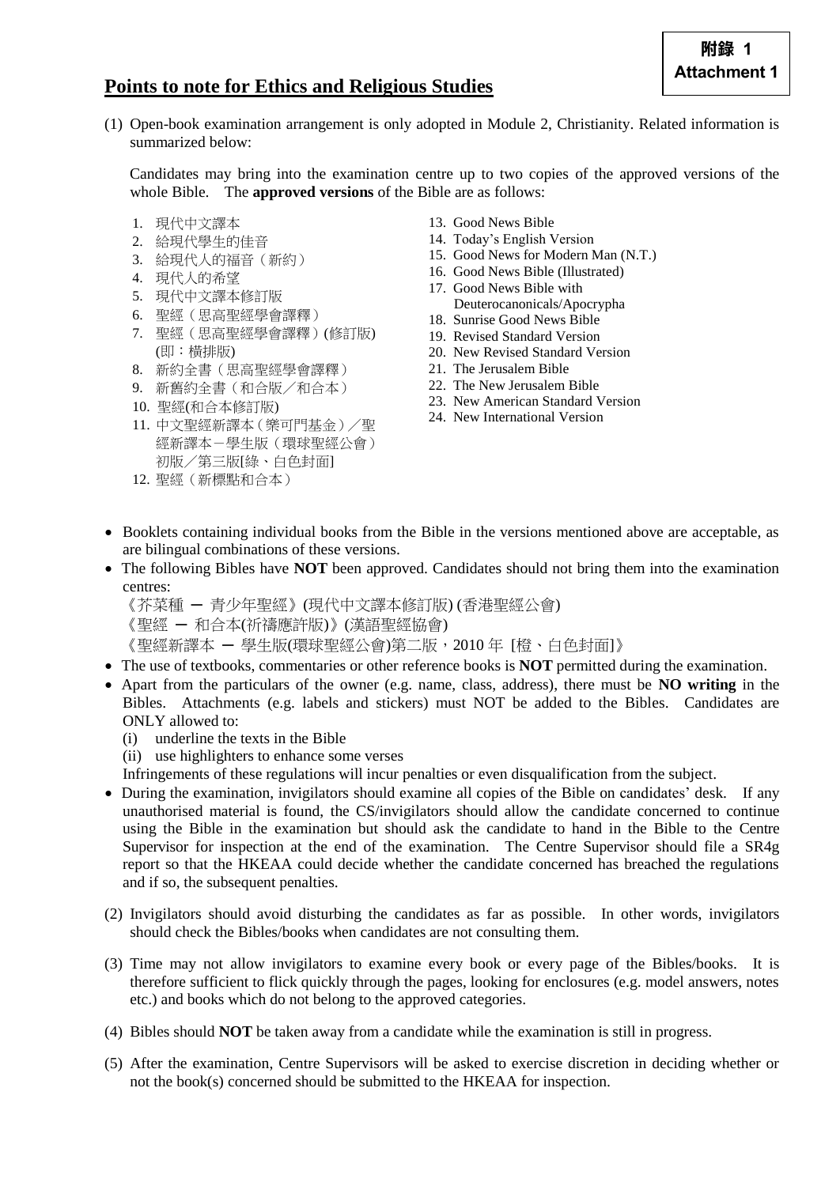附錄 1
**Attachment 1**

## Points to note for Ethics and Religious Studies

(1) Open-book examination arrangement is only adopted in Module 2, Christianity. Related information is summarized below:

Candidates may bring into the examination centre up to two copies of the approved versions of the whole Bible. The **approved versions** of the Bible are as follows:

1. 現代中文譯本
2. 給現代學生的佳音
3. 給現代人的福音（新約）
4. 現代人的希望
5. 現代中文譯本修訂版
6. 聖經（思高聖經學會譯釋）
7. 聖經（思高聖經學會譯釋）(修訂版) (即：橫排版)
8. 新約全書（思高聖經學會譯釋）
9. 新舊約全書（和合版／和合本）
10. 聖經(和合本修訂版)
11. 中文聖經新譯本（樂可門基金）／聖經新譯本－學生版（環球聖經公會）初版／第三版[綠、白色封面]
12. 聖經（新標點和合本）
13. Good News Bible
14. Today's English Version
15. Good News for Modern Man (N.T.)
16. Good News Bible (Illustrated)
17. Good News Bible with Deuterocanonicals/Apocrypha
18. Sunrise Good News Bible
19. Revised Standard Version
20. New Revised Standard Version
21. The Jerusalem Bible
22. The New Jerusalem Bible
23. New American Standard Version
24. New International Version

- Booklets containing individual books from the Bible in the versions mentioned above are acceptable, as are bilingual combinations of these versions.
- The following Bibles have **NOT** been approved. Candidates should not bring them into the examination centres:
  《芥菜種 ─ 青少年聖經》(現代中文譯本修訂版) (香港聖經公會)
  《聖經 ─ 和合本(祈禱應許版)》(漢語聖經協會)
  《聖經新譯本 ─ 學生版(環球聖經公會)第二版，2010 年 [橙、白色封面]》
- The use of textbooks, commentaries or other reference books is **NOT** permitted during the examination.
- Apart from the particulars of the owner (e.g. name, class, address), there must be **NO writing** in the Bibles. Attachments (e.g. labels and stickers) must NOT be added to the Bibles. Candidates are ONLY allowed to:
  (i) underline the texts in the Bible
  (ii) use highlighters to enhance some verses
  Infringements of these regulations will incur penalties or even disqualification from the subject.
- During the examination, invigilators should examine all copies of the Bible on candidates' desk. If any unauthorised material is found, the CS/invigilators should allow the candidate concerned to continue using the Bible in the examination but should ask the candidate to hand in the Bible to the Centre Supervisor for inspection at the end of the examination. The Centre Supervisor should file a SR4g report so that the HKEAA could decide whether the candidate concerned has breached the regulations and if so, the subsequent penalties.

(2) Invigilators should avoid disturbing the candidates as far as possible. In other words, invigilators should check the Bibles/books when candidates are not consulting them.

(3) Time may not allow invigilators to examine every book or every page of the Bibles/books. It is therefore sufficient to flick quickly through the pages, looking for enclosures (e.g. model answers, notes etc.) and books which do not belong to the approved categories.

(4) Bibles should **NOT** be taken away from a candidate while the examination is still in progress.

(5) After the examination, Centre Supervisors will be asked to exercise discretion in deciding whether or not the book(s) concerned should be submitted to the HKEAA for inspection.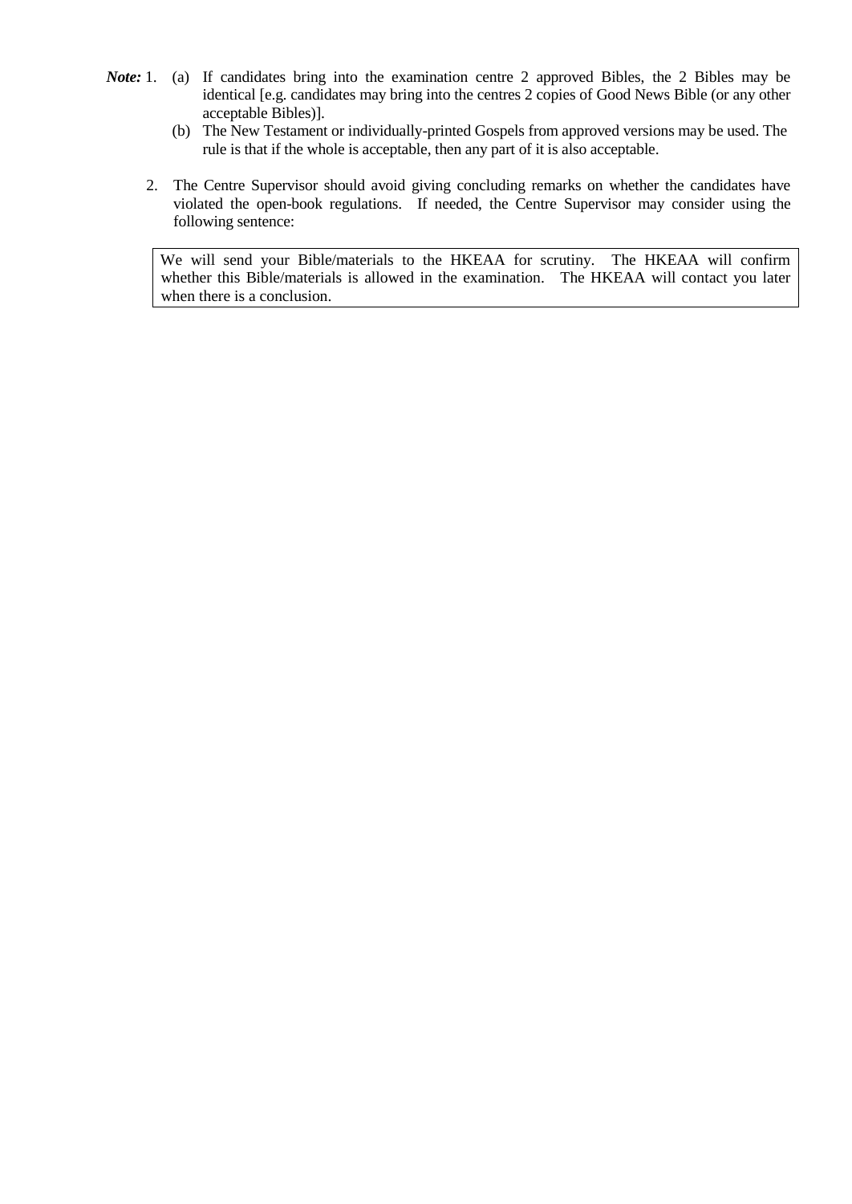***Note:*** 1. (a) If candidates bring into the examination centre 2 approved Bibles, the 2 Bibles may be identical [e.g. candidates may bring into the centres 2 copies of Good News Bible (or any other acceptable Bibles)].

(b) The New Testament or individually-printed Gospels from approved versions may be used. The rule is that if the whole is acceptable, then any part of it is also acceptable.

2. The Centre Supervisor should avoid giving concluding remarks on whether the candidates have violated the open-book regulations. If needed, the Centre Supervisor may consider using the following sentence:

| |
|---|
| We will send your Bible/materials to the HKEAA for scrutiny. The HKEAA will confirm whether this Bible/materials is allowed in the examination. The HKEAA will contact you later when there is a conclusion. |